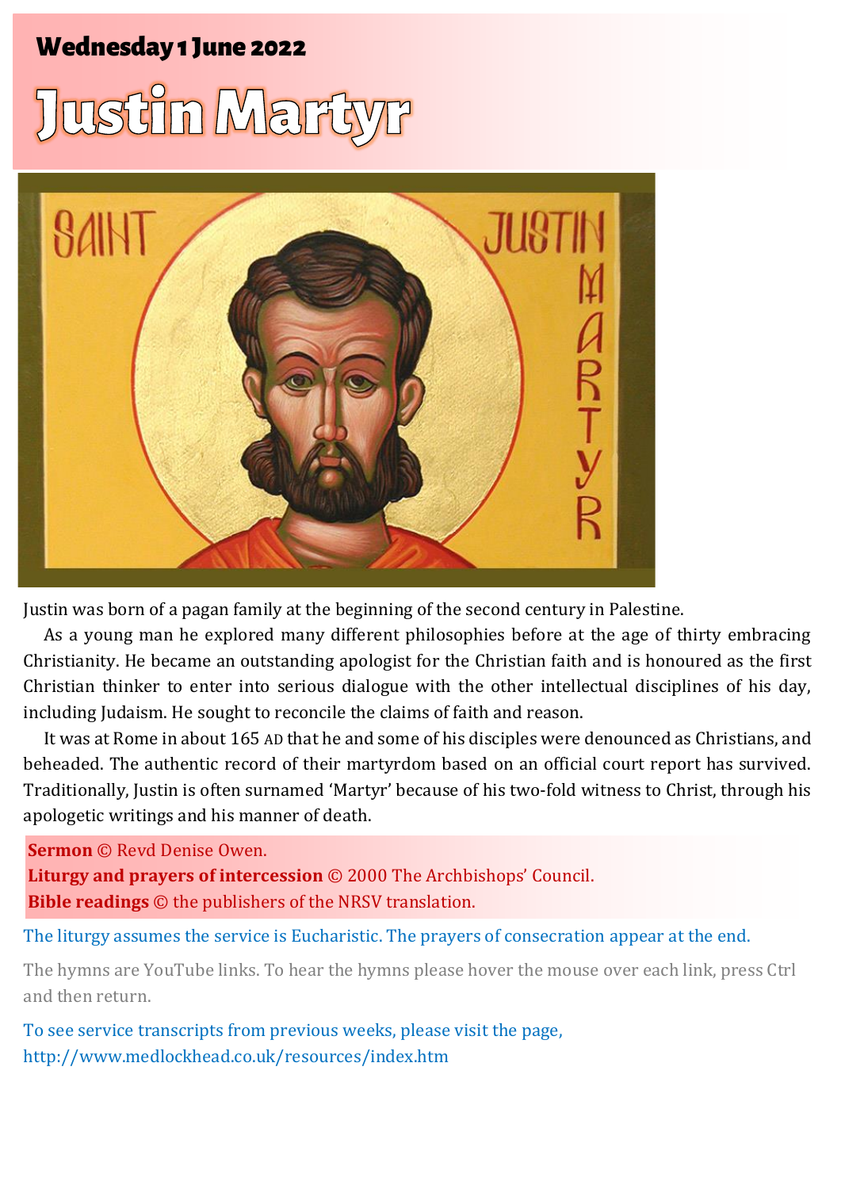**Wednesday 1 June 2022**

# Justin Martyr

Justin was born of a pagan family at the beginning of the second century in Palestine.

As a young man he explored many different philosophies before at the age of thirty embracing Christianity. He became an outstanding apologist for the Christian faith and is honoured as the first Christian thinker to enter into serious dialogue with the other intellectual disciplines of his day, including Judaism. He sought to reconcile the claims of faith and reason.

It was at Rome in about 165 AD that he and some of his disciples were denounced as Christians, and beheaded. The authentic record of their martyrdom based on an official court report has survived. Traditionally, Justin is often surnamed 'Martyr' because of his two-fold witness to Christ, through his apologetic writings and his manner of death.

**Sermon** © Revd Denise Owen.
**Liturgy and prayers of intercession** © 2000 The Archbishops' Council.
**Bible readings** © the publishers of the NRSV translation.

The liturgy assumes the service is Eucharistic. The prayers of consecration appear at the end.

The hymns are YouTube links. To hear the hymns please hover the mouse over each link, press Ctrl and then return.

To see service transcripts from previous weeks, please visit the page,
http://www.medlockhead.co.uk/resources/index.htm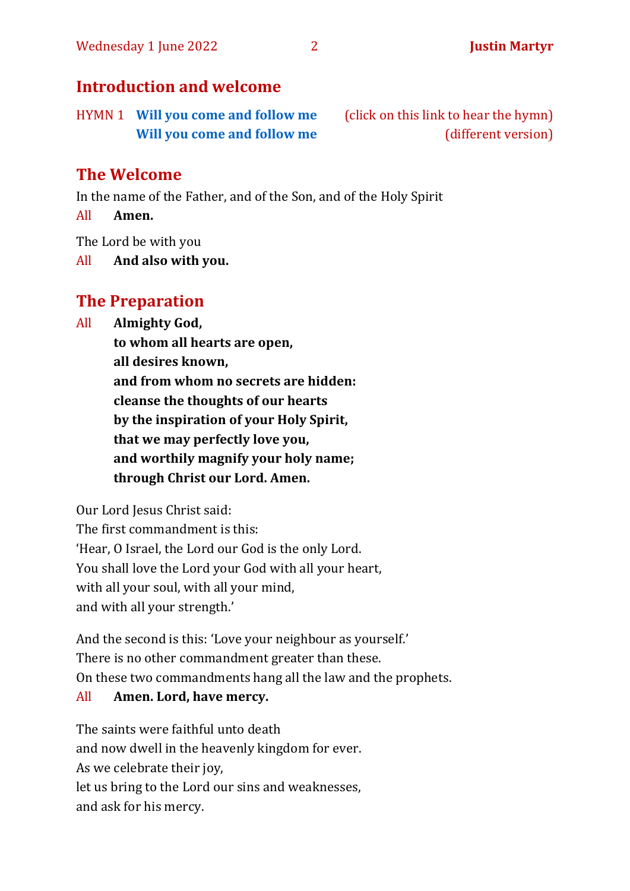## Introduction and welcome

HYMN 1 **Will you come and follow me** (click on this link to hear the hymn)
**Will you come and follow me** (different version)

## The Welcome

In the name of the Father, and of the Son, and of the Holy Spirit

All **Amen.**

The Lord be with you

All **And also with you.**

## The Preparation

All **Almighty God,**
**to whom all hearts are open,**
**all desires known,**
**and from whom no secrets are hidden:**
**cleanse the thoughts of our hearts**
**by the inspiration of your Holy Spirit,**
**that we may perfectly love you,**
**and worthily magnify your holy name;**
**through Christ our Lord. Amen.**

Our Lord Jesus Christ said:
The first commandment is this:
'Hear, O Israel, the Lord our God is the only Lord.
You shall love the Lord your God with all your heart,
with all your soul, with all your mind,
and with all your strength.'

And the second is this: 'Love your neighbour as yourself.'
There is no other commandment greater than these.
On these two commandments hang all the law and the prophets.

All **Amen. Lord, have mercy.**

The saints were faithful unto death
and now dwell in the heavenly kingdom for ever.
As we celebrate their joy,
let us bring to the Lord our sins and weaknesses,
and ask for his mercy.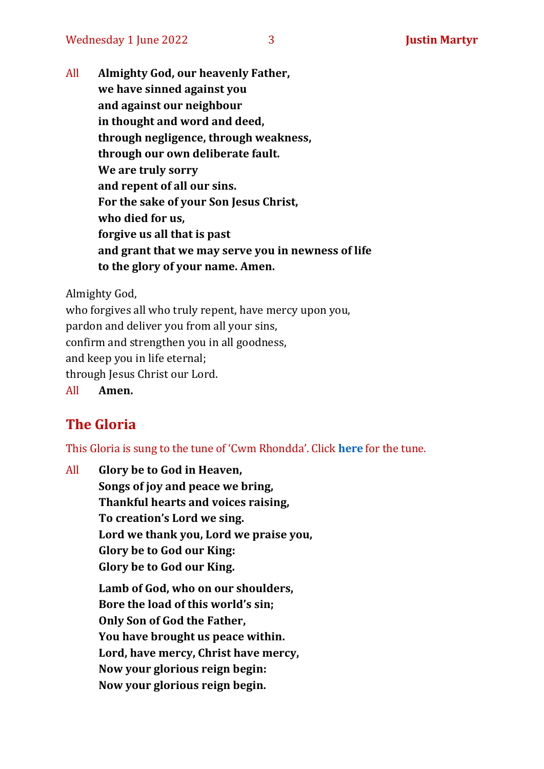All **Almighty God, our heavenly Father,**
**we have sinned against you**
**and against our neighbour**
**in thought and word and deed,**
**through negligence, through weakness,**
**through our own deliberate fault.**
**We are truly sorry**
**and repent of all our sins.**
**For the sake of your Son Jesus Christ,**
**who died for us,**
**forgive us all that is past**
**and grant that we may serve you in newness of life**
**to the glory of your name. Amen.**

Almighty God,
who forgives all who truly repent, have mercy upon you,
pardon and deliver you from all your sins,
confirm and strengthen you in all goodness,
and keep you in life eternal;
through Jesus Christ our Lord.

All **Amen.**

## The Gloria

This Gloria is sung to the tune of 'Cwm Rhondda'. Click **here** for the tune.

All **Glory be to God in Heaven,**
**Songs of joy and peace we bring,**
**Thankful hearts and voices raising,**
**To creation's Lord we sing.**
**Lord we thank you, Lord we praise you,**
**Glory be to God our King:**
**Glory be to God our King.**

**Lamb of God, who on our shoulders,**
**Bore the load of this world's sin;**
**Only Son of God the Father,**
**You have brought us peace within.**
**Lord, have mercy, Christ have mercy,**
**Now your glorious reign begin:**
**Now your glorious reign begin.**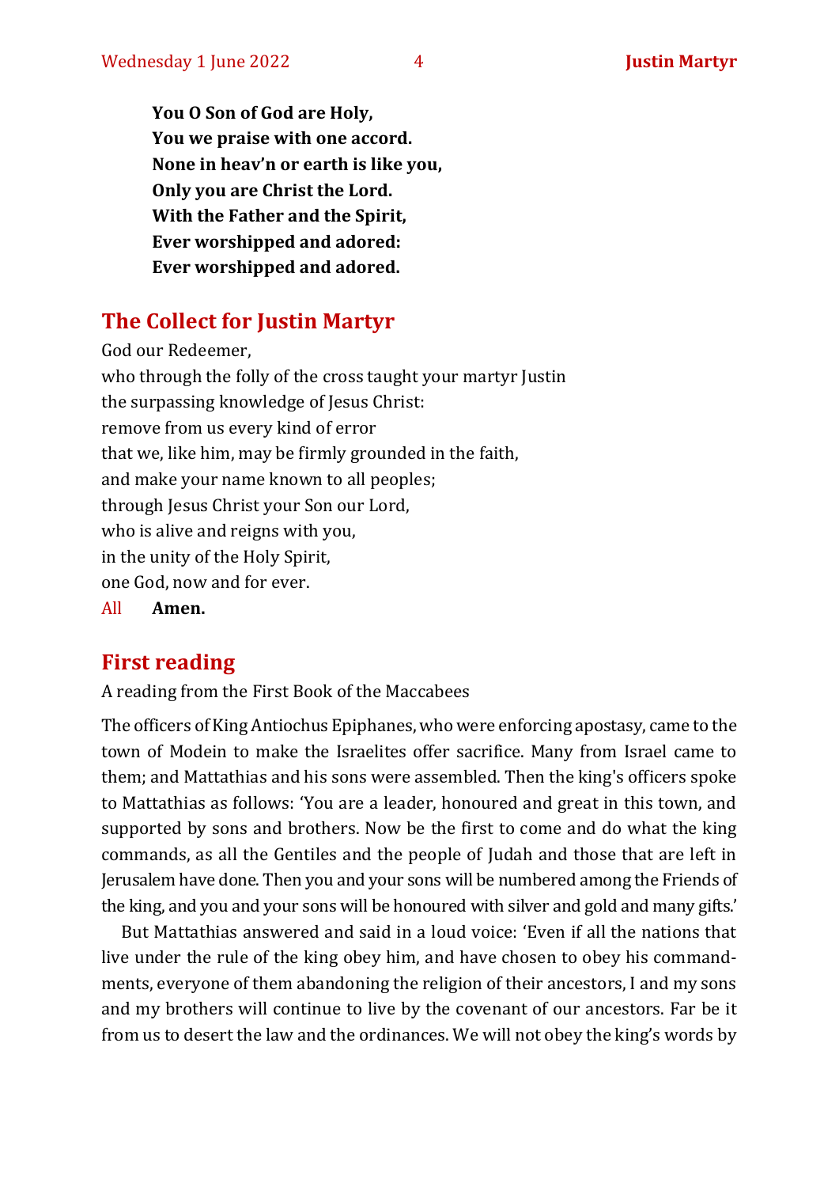**You O Son of God are Holy,**
**You we praise with one accord.**
**None in heav'n or earth is like you,**
**Only you are Christ the Lord.**
**With the Father and the Spirit,**
**Ever worshipped and adored:**
**Ever worshipped and adored.**

## The Collect for Justin Martyr

God our Redeemer,
who through the folly of the cross taught your martyr Justin
the surpassing knowledge of Jesus Christ:
remove from us every kind of error
that we, like him, may be firmly grounded in the faith,
and make your name known to all peoples;
through Jesus Christ your Son our Lord,
who is alive and reigns with you,
in the unity of the Holy Spirit,
one God, now and for ever.

All **Amen.**

## First reading

A reading from the First Book of the Maccabees

The officers of King Antiochus Epiphanes, who were enforcing apostasy, came to the town of Modein to make the Israelites offer sacrifice. Many from Israel came to them; and Mattathias and his sons were assembled. Then the king's officers spoke to Mattathias as follows: 'You are a leader, honoured and great in this town, and supported by sons and brothers. Now be the first to come and do what the king commands, as all the Gentiles and the people of Judah and those that are left in Jerusalem have done. Then you and your sons will be numbered among the Friends of the king, and you and your sons will be honoured with silver and gold and many gifts.'

But Mattathias answered and said in a loud voice: 'Even if all the nations that live under the rule of the king obey him, and have chosen to obey his commandments, everyone of them abandoning the religion of their ancestors, I and my sons and my brothers will continue to live by the covenant of our ancestors. Far be it from us to desert the law and the ordinances. We will not obey the king's words by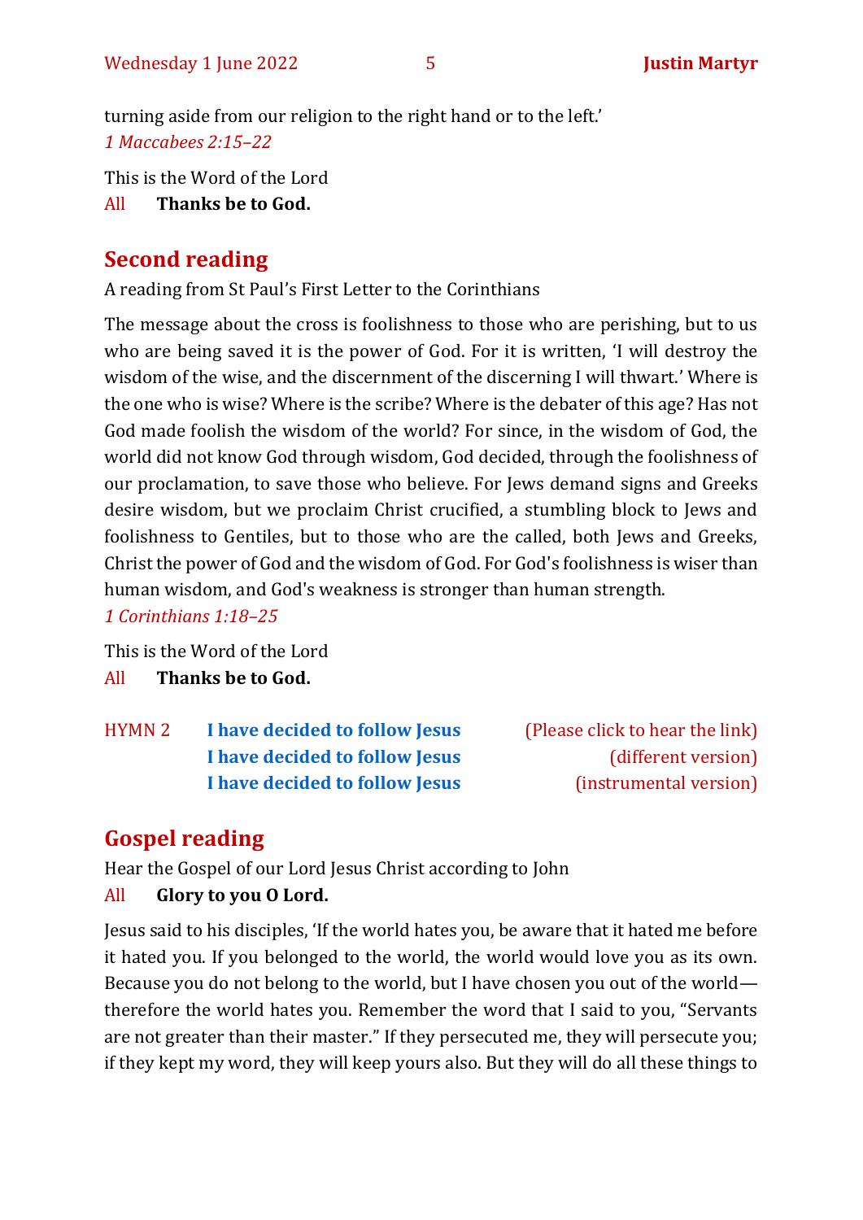turning aside from our religion to the right hand or to the left.'
*1 Maccabees 2:15–22*

This is the Word of the Lord
All **Thanks be to God.**

## Second reading

A reading from St Paul's First Letter to the Corinthians

The message about the cross is foolishness to those who are perishing, but to us who are being saved it is the power of God. For it is written, 'I will destroy the wisdom of the wise, and the discernment of the discerning I will thwart.' Where is the one who is wise? Where is the scribe? Where is the debater of this age? Has not God made foolish the wisdom of the world? For since, in the wisdom of God, the world did not know God through wisdom, God decided, through the foolishness of our proclamation, to save those who believe. For Jews demand signs and Greeks desire wisdom, but we proclaim Christ crucified, a stumbling block to Jews and foolishness to Gentiles, but to those who are the called, both Jews and Greeks, Christ the power of God and the wisdom of God. For God's foolishness is wiser than human wisdom, and God's weakness is stronger than human strength.
*1 Corinthians 1:18–25*

This is the Word of the Lord
All **Thanks be to God.**

HYMN 2 **I have decided to follow Jesus** (Please click to hear the link)
**I have decided to follow Jesus** (different version)
**I have decided to follow Jesus** (instrumental version)

## Gospel reading

Hear the Gospel of our Lord Jesus Christ according to John
All **Glory to you O Lord.**

Jesus said to his disciples, 'If the world hates you, be aware that it hated me before it hated you. If you belonged to the world, the world would love you as its own. Because you do not belong to the world, but I have chosen you out of the world—therefore the world hates you. Remember the word that I said to you, "Servants are not greater than their master." If they persecuted me, they will persecute you; if they kept my word, they will keep yours also. But they will do all these things to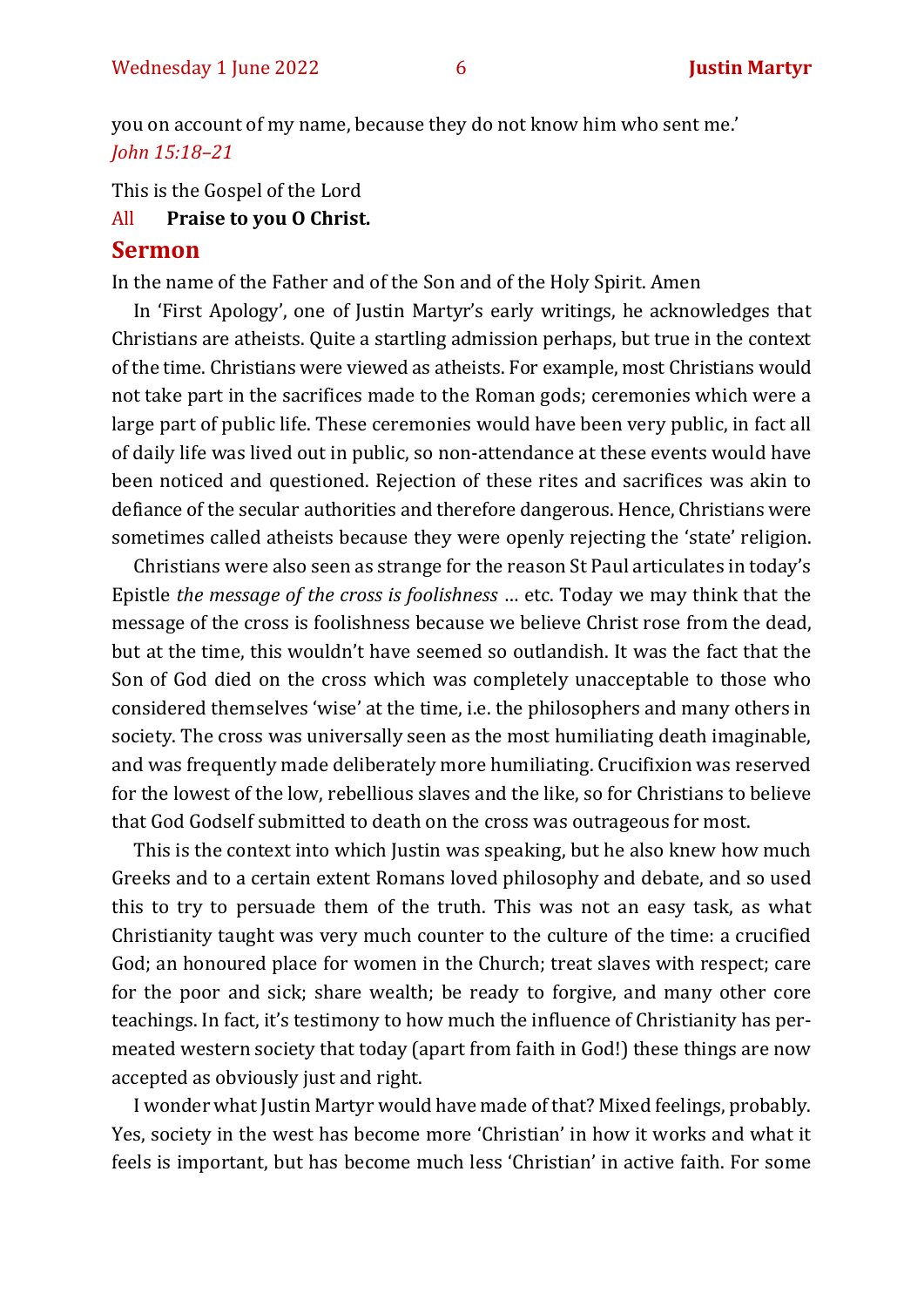you on account of my name, because they do not know him who sent me.'
*John 15:18–21*

This is the Gospel of the Lord

All **Praise to you O Christ.**

## Sermon

In the name of the Father and of the Son and of the Holy Spirit. Amen

In 'First Apology', one of Justin Martyr's early writings, he acknowledges that Christians are atheists. Quite a startling admission perhaps, but true in the context of the time. Christians were viewed as atheists. For example, most Christians would not take part in the sacrifices made to the Roman gods; ceremonies which were a large part of public life. These ceremonies would have been very public, in fact all of daily life was lived out in public, so non-attendance at these events would have been noticed and questioned. Rejection of these rites and sacrifices was akin to defiance of the secular authorities and therefore dangerous. Hence, Christians were sometimes called atheists because they were openly rejecting the 'state' religion.

Christians were also seen as strange for the reason St Paul articulates in today's Epistle *the message of the cross is foolishness* … etc. Today we may think that the message of the cross is foolishness because we believe Christ rose from the dead, but at the time, this wouldn't have seemed so outlandish. It was the fact that the Son of God died on the cross which was completely unacceptable to those who considered themselves 'wise' at the time, i.e. the philosophers and many others in society. The cross was universally seen as the most humiliating death imaginable, and was frequently made deliberately more humiliating. Crucifixion was reserved for the lowest of the low, rebellious slaves and the like, so for Christians to believe that God Godself submitted to death on the cross was outrageous for most.

This is the context into which Justin was speaking, but he also knew how much Greeks and to a certain extent Romans loved philosophy and debate, and so used this to try to persuade them of the truth. This was not an easy task, as what Christianity taught was very much counter to the culture of the time: a crucified God; an honoured place for women in the Church; treat slaves with respect; care for the poor and sick; share wealth; be ready to forgive, and many other core teachings. In fact, it's testimony to how much the influence of Christianity has permeated western society that today (apart from faith in God!) these things are now accepted as obviously just and right.

I wonder what Justin Martyr would have made of that? Mixed feelings, probably. Yes, society in the west has become more 'Christian' in how it works and what it feels is important, but has become much less 'Christian' in active faith. For some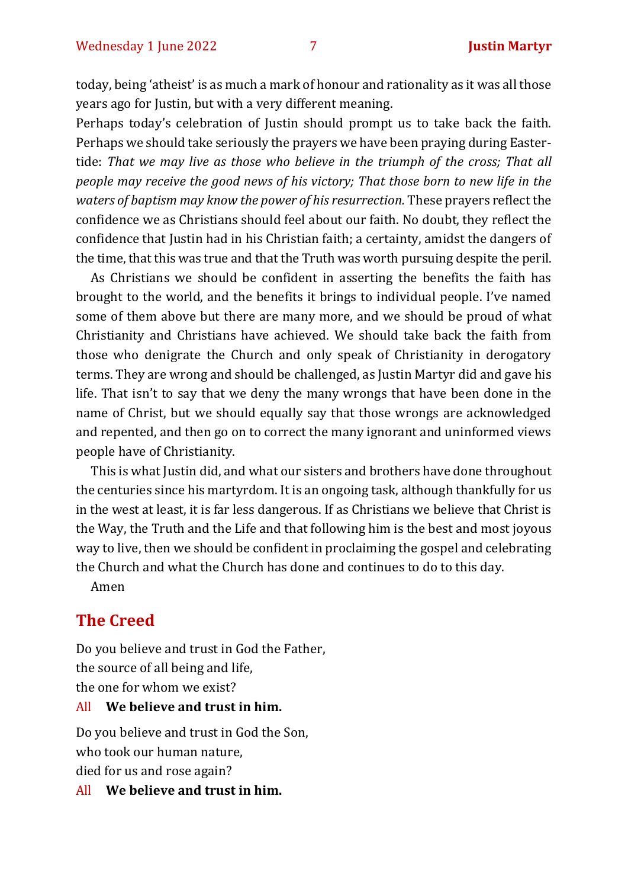today, being 'atheist' is as much a mark of honour and rationality as it was all those years ago for Justin, but with a very different meaning.

Perhaps today's celebration of Justin should prompt us to take back the faith. Perhaps we should take seriously the prayers we have been praying during Eastertide: *That we may live as those who believe in the triumph of the cross; That all people may receive the good news of his victory; That those born to new life in the waters of baptism may know the power of his resurrection.* These prayers reflect the confidence we as Christians should feel about our faith. No doubt, they reflect the confidence that Justin had in his Christian faith; a certainty, amidst the dangers of the time, that this was true and that the Truth was worth pursuing despite the peril.

As Christians we should be confident in asserting the benefits the faith has brought to the world, and the benefits it brings to individual people. I've named some of them above but there are many more, and we should be proud of what Christianity and Christians have achieved. We should take back the faith from those who denigrate the Church and only speak of Christianity in derogatory terms. They are wrong and should be challenged, as Justin Martyr did and gave his life. That isn't to say that we deny the many wrongs that have been done in the name of Christ, but we should equally say that those wrongs are acknowledged and repented, and then go on to correct the many ignorant and uninformed views people have of Christianity.

This is what Justin did, and what our sisters and brothers have done throughout the centuries since his martyrdom. It is an ongoing task, although thankfully for us in the west at least, it is far less dangerous. If as Christians we believe that Christ is the Way, the Truth and the Life and that following him is the best and most joyous way to live, then we should be confident in proclaiming the gospel and celebrating the Church and what the Church has done and continues to do to this day.

Amen

## The Creed

Do you believe and trust in God the Father,
the source of all being and life,
the one for whom we exist?

All **We believe and trust in him.**

Do you believe and trust in God the Son,
who took our human nature,
died for us and rose again?

All **We believe and trust in him.**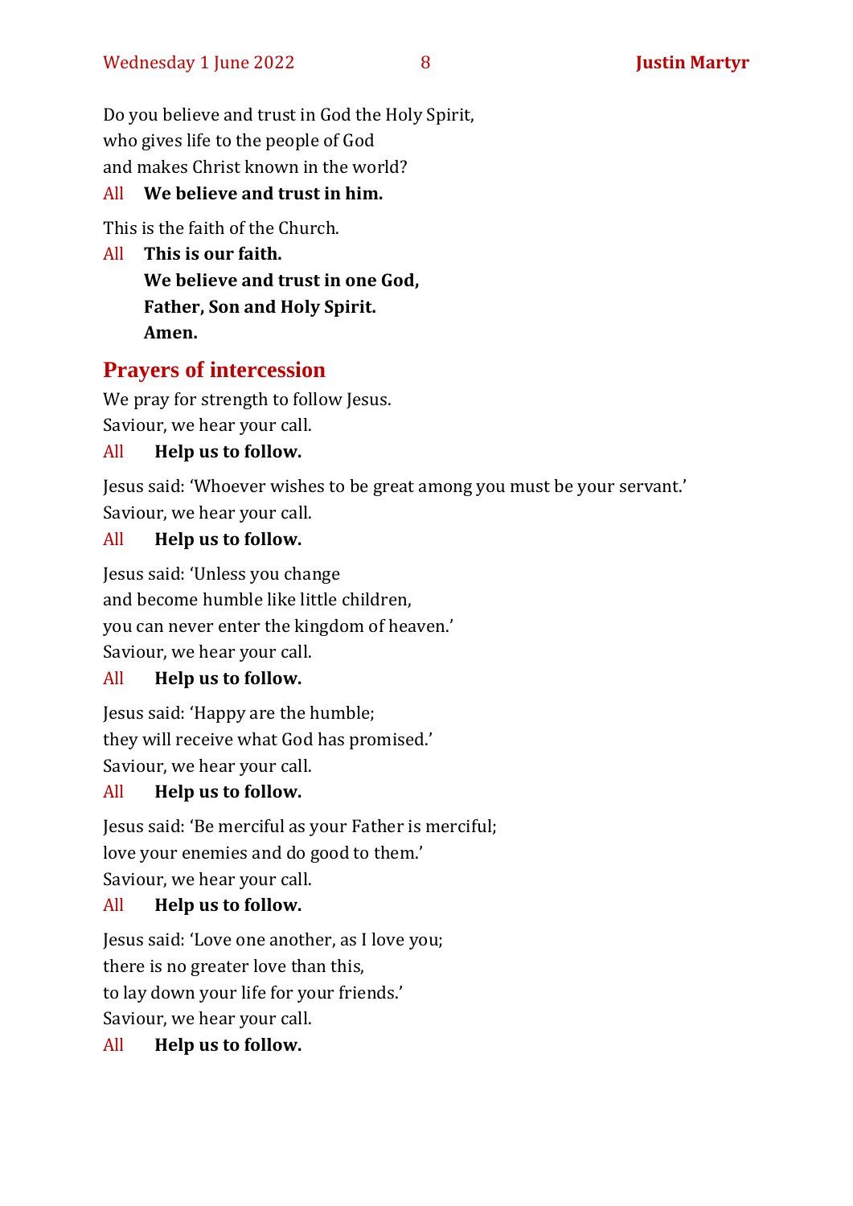Do you believe and trust in God the Holy Spirit,
who gives life to the people of God
and makes Christ known in the world?

All **We believe and trust in him.**

This is the faith of the Church.

All **This is our faith.**
**We believe and trust in one God,**
**Father, Son and Holy Spirit.**
**Amen.**

## Prayers of intercession

We pray for strength to follow Jesus.
Saviour, we hear your call.

All **Help us to follow.**

Jesus said: 'Whoever wishes to be great among you must be your servant.'
Saviour, we hear your call.

All **Help us to follow.**

Jesus said: 'Unless you change
and become humble like little children,
you can never enter the kingdom of heaven.'
Saviour, we hear your call.

All **Help us to follow.**

Jesus said: 'Happy are the humble;
they will receive what God has promised.'
Saviour, we hear your call.

All **Help us to follow.**

Jesus said: 'Be merciful as your Father is merciful;
love your enemies and do good to them.'
Saviour, we hear your call.

All **Help us to follow.**

Jesus said: 'Love one another, as I love you;
there is no greater love than this,
to lay down your life for your friends.'
Saviour, we hear your call.

All **Help us to follow.**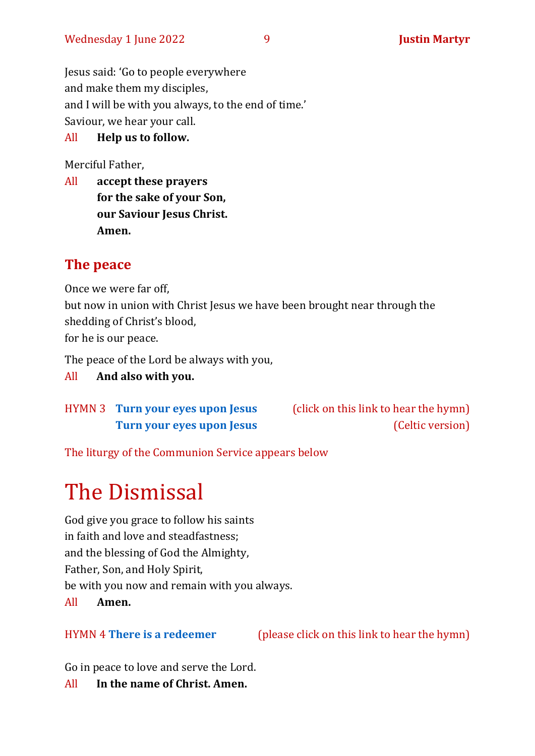Jesus said: 'Go to people everywhere
and make them my disciples,
and I will be with you always, to the end of time.'
Saviour, we hear your call.

All **Help us to follow.**

Merciful Father,

All **accept these prayers**
**for the sake of your Son,**
**our Saviour Jesus Christ.**
**Amen.**

## The peace

Once we were far off,
but now in union with Christ Jesus we have been brought near through the shedding of Christ's blood,
for he is our peace.

The peace of the Lord be always with you,

All **And also with you.**

HYMN 3 **Turn your eyes upon Jesus** (click on this link to hear the hymn)
**Turn your eyes upon Jesus** (Celtic version)

The liturgy of the Communion Service appears below

# The Dismissal

God give you grace to follow his saints
in faith and love and steadfastness;
and the blessing of God the Almighty,
Father, Son, and Holy Spirit,
be with you now and remain with you always.

All **Amen.**

HYMN 4 **There is a redeemer** (please click on this link to hear the hymn)

Go in peace to love and serve the Lord.

All **In the name of Christ. Amen.**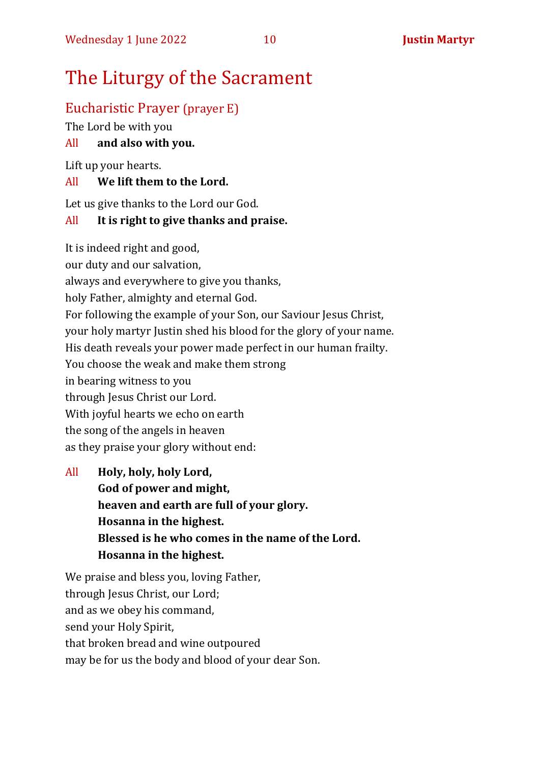# The Liturgy of the Sacrament

## Eucharistic Prayer (prayer E)

The Lord be with you

All **and also with you.**

Lift up your hearts.

All **We lift them to the Lord.**

Let us give thanks to the Lord our God.

All **It is right to give thanks and praise.**

It is indeed right and good,
our duty and our salvation,
always and everywhere to give you thanks,
holy Father, almighty and eternal God.
For following the example of your Son, our Saviour Jesus Christ,
your holy martyr Justin shed his blood for the glory of your name.
His death reveals your power made perfect in our human frailty.
You choose the weak and make them strong
in bearing witness to you
through Jesus Christ our Lord.
With joyful hearts we echo on earth
the song of the angels in heaven
as they praise your glory without end:

All **Holy, holy, holy Lord,**
**God of power and might,**
**heaven and earth are full of your glory.**
**Hosanna in the highest.**
**Blessed is he who comes in the name of the Lord.**
**Hosanna in the highest.**

We praise and bless you, loving Father,
through Jesus Christ, our Lord;
and as we obey his command,
send your Holy Spirit,
that broken bread and wine outpoured
may be for us the body and blood of your dear Son.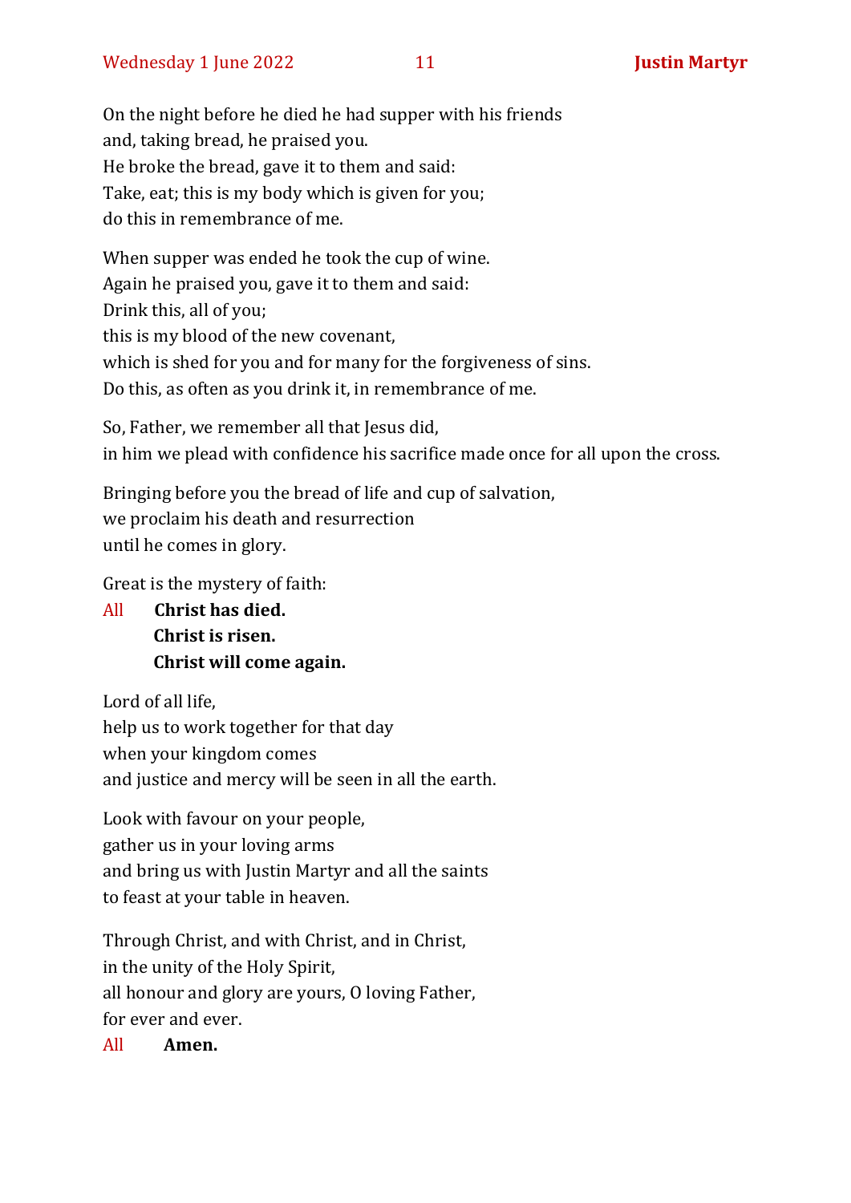On the night before he died he had supper with his friends
and, taking bread, he praised you.
He broke the bread, gave it to them and said:
Take, eat; this is my body which is given for you;
do this in remembrance of me.

When supper was ended he took the cup of wine.
Again he praised you, gave it to them and said:
Drink this, all of you;
this is my blood of the new covenant,
which is shed for you and for many for the forgiveness of sins.
Do this, as often as you drink it, in remembrance of me.

So, Father, we remember all that Jesus did,
in him we plead with confidence his sacrifice made once for all upon the cross.

Bringing before you the bread of life and cup of salvation,
we proclaim his death and resurrection
until he comes in glory.

Great is the mystery of faith:

All **Christ has died.**
**Christ is risen.**
**Christ will come again.**

Lord of all life,
help us to work together for that day
when your kingdom comes
and justice and mercy will be seen in all the earth.

Look with favour on your people,
gather us in your loving arms
and bring us with Justin Martyr and all the saints
to feast at your table in heaven.

Through Christ, and with Christ, and in Christ,
in the unity of the Holy Spirit,
all honour and glory are yours, O loving Father,
for ever and ever.

All **Amen.**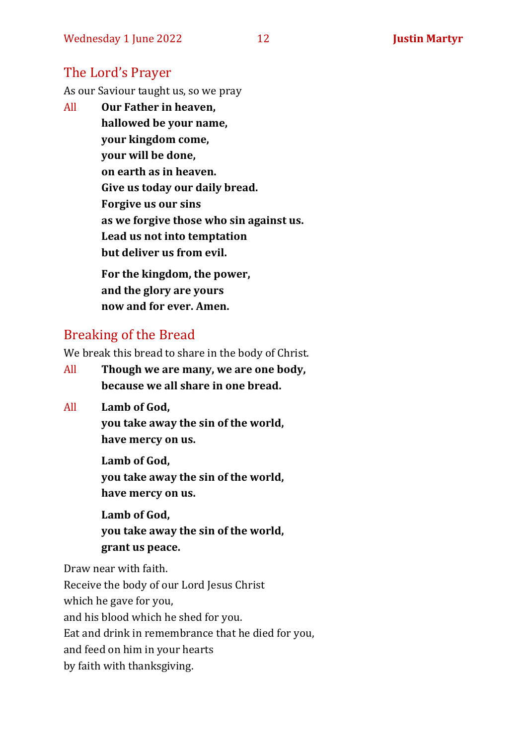## The Lord's Prayer

As our Saviour taught us, so we pray

All **Our Father in heaven,**
**hallowed be your name,**
**your kingdom come,**
**your will be done,**
**on earth as in heaven.**
**Give us today our daily bread.**
**Forgive us our sins**
**as we forgive those who sin against us.**
**Lead us not into temptation**
**but deliver us from evil.**

**For the kingdom, the power,**
**and the glory are yours**
**now and for ever. Amen.**

## Breaking of the Bread

We break this bread to share in the body of Christ.

All **Though we are many, we are one body,**
**because we all share in one bread.**

All **Lamb of God,**
**you take away the sin of the world,**
**have mercy on us.**

**Lamb of God,**
**you take away the sin of the world,**
**have mercy on us.**

**Lamb of God,**
**you take away the sin of the world,**
**grant us peace.**

Draw near with faith.
Receive the body of our Lord Jesus Christ
which he gave for you,
and his blood which he shed for you.
Eat and drink in remembrance that he died for you,
and feed on him in your hearts
by faith with thanksgiving.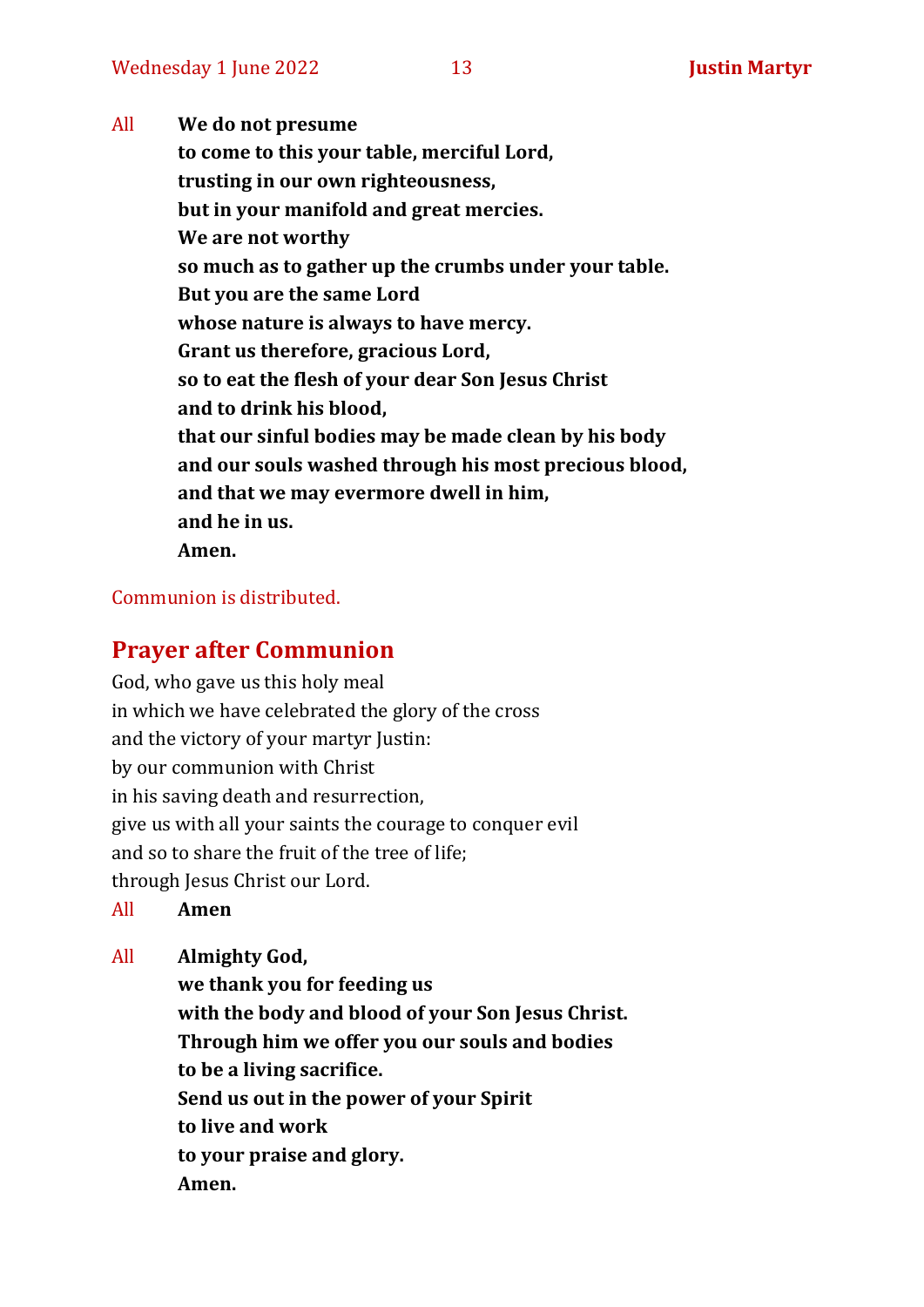All **We do not presume**
**to come to this your table, merciful Lord,**
**trusting in our own righteousness,**
**but in your manifold and great mercies.**
**We are not worthy**
**so much as to gather up the crumbs under your table.**
**But you are the same Lord**
**whose nature is always to have mercy.**
**Grant us therefore, gracious Lord,**
**so to eat the flesh of your dear Son Jesus Christ**
**and to drink his blood,**
**that our sinful bodies may be made clean by his body**
**and our souls washed through his most precious blood,**
**and that we may evermore dwell in him,**
**and he in us.**
**Amen.**

Communion is distributed.

## Prayer after Communion

God, who gave us this holy meal
in which we have celebrated the glory of the cross
and the victory of your martyr Justin:
by our communion with Christ
in his saving death and resurrection,
give us with all your saints the courage to conquer evil
and so to share the fruit of the tree of life;
through Jesus Christ our Lord.

All **Amen**

All **Almighty God,**
**we thank you for feeding us**
**with the body and blood of your Son Jesus Christ.**
**Through him we offer you our souls and bodies**
**to be a living sacrifice.**
**Send us out in the power of your Spirit**
**to live and work**
**to your praise and glory.**
**Amen.**